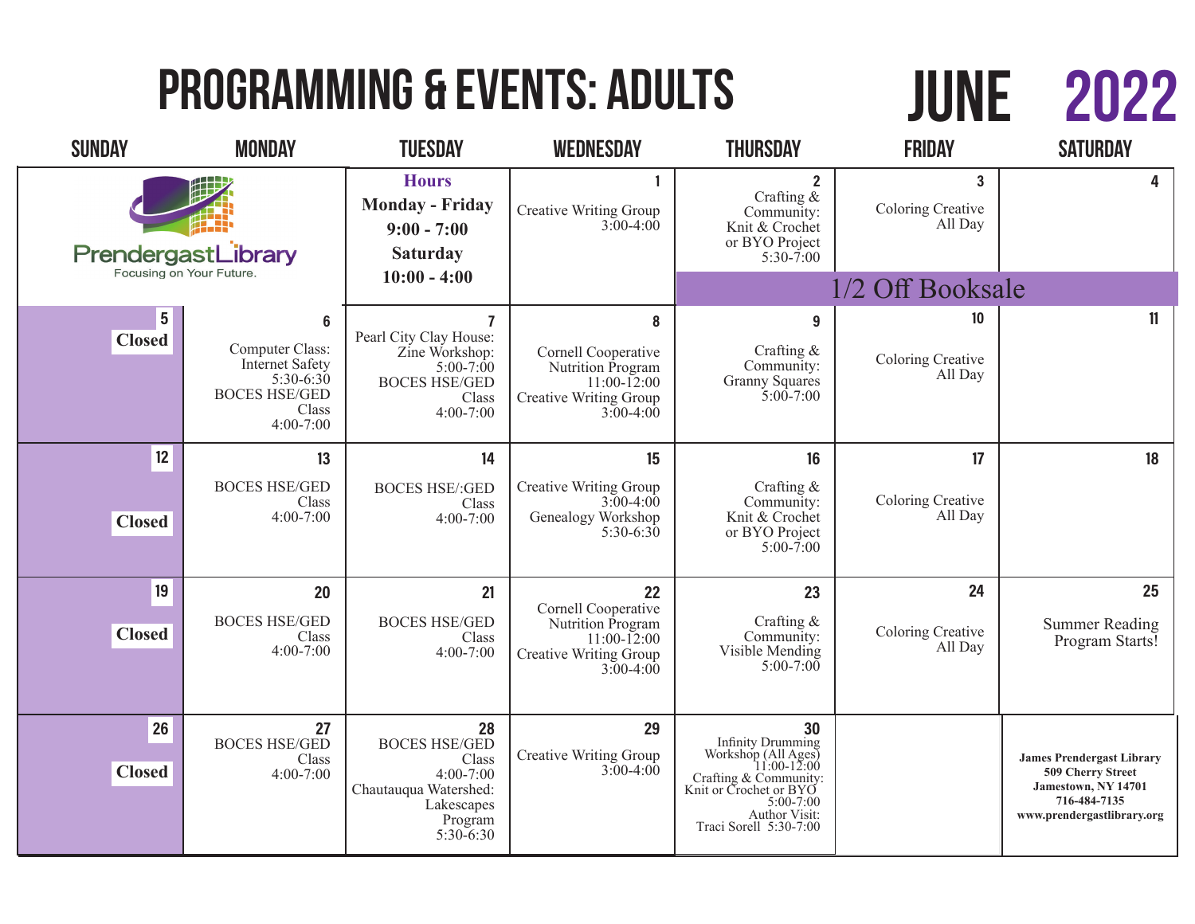# PROGRAMMING & EVENTS: ADULTS

## JUNE 2022

| SUNDAY | MONDAY | TUESDAY | WEDNESDAY | THURSDAY | FRIDAY | SATURDAY |
|---|---|---|---|---|---|---|
| Prendergast Library — Focusing on Your Future. | | **Hours** **Monday - Friday** **9:00 - 7:00** **Saturday** **10:00 - 4:00** | **1** Creative Writing Group 3:00-4:00 | **2** Crafting & Community: Knit & Crochet or BYO Project 5:30-7:00 | **3** Coloring Creative All Day | **4** |
| | | | | 1/2 Off Booksale | 1/2 Off Booksale | 1/2 Off Booksale |
| **5** **Closed** | **6** Computer Class: Internet Safety 5:30-6:30 BOCES HSE/GED Class 4:00-7:00 | **7** Pearl City Clay House: Zine Workshop: 5:00-7:00 BOCES HSE/GED Class 4:00-7:00 | **8** Cornell Cooperative Nutrition Program 11:00-12:00 Creative Writing Group 3:00-4:00 | **9** Crafting & Community: Granny Squares 5:00-7:00 | **10** Coloring Creative All Day | **11** |
| **12** **Closed** | **13** BOCES HSE/GED Class 4:00-7:00 | **14** BOCES HSE/:GED Class 4:00-7:00 | **15** Creative Writing Group 3:00-4:00 Genealogy Workshop 5:30-6:30 | **16** Crafting & Community: Knit & Crochet or BYO Project 5:00-7:00 | **17** Coloring Creative All Day | **18** |
| **19** **Closed** | **20** BOCES HSE/GED Class 4:00-7:00 | **21** BOCES HSE/GED Class 4:00-7:00 | **22** Cornell Cooperative Nutrition Program 11:00-12:00 Creative Writing Group 3:00-4:00 | **23** Crafting & Community: Visible Mending 5:00-7:00 | **24** Coloring Creative All Day | **25** Summer Reading Program Starts! |
| **26** **Closed** | **27** BOCES HSE/GED Class 4:00-7:00 | **28** BOCES HSE/GED Class 4:00-7:00 Chautauqua Watershed: Lakescapes Program 5:30-6:30 | **29** Creative Writing Group 3:00-4:00 | **30** Infinity Drumming Workshop (All Ages) 11:00-12:00 Crafting & Community: Knit or Crochet or BYO 5:00-7:00 Author Visit: Traci Sorell 5:30-7:00 | | **James Prendergast Library** **509 Cherry Street** **Jamestown, NY 14701** **716-484-7135** **www.prendergastlibrary.org** |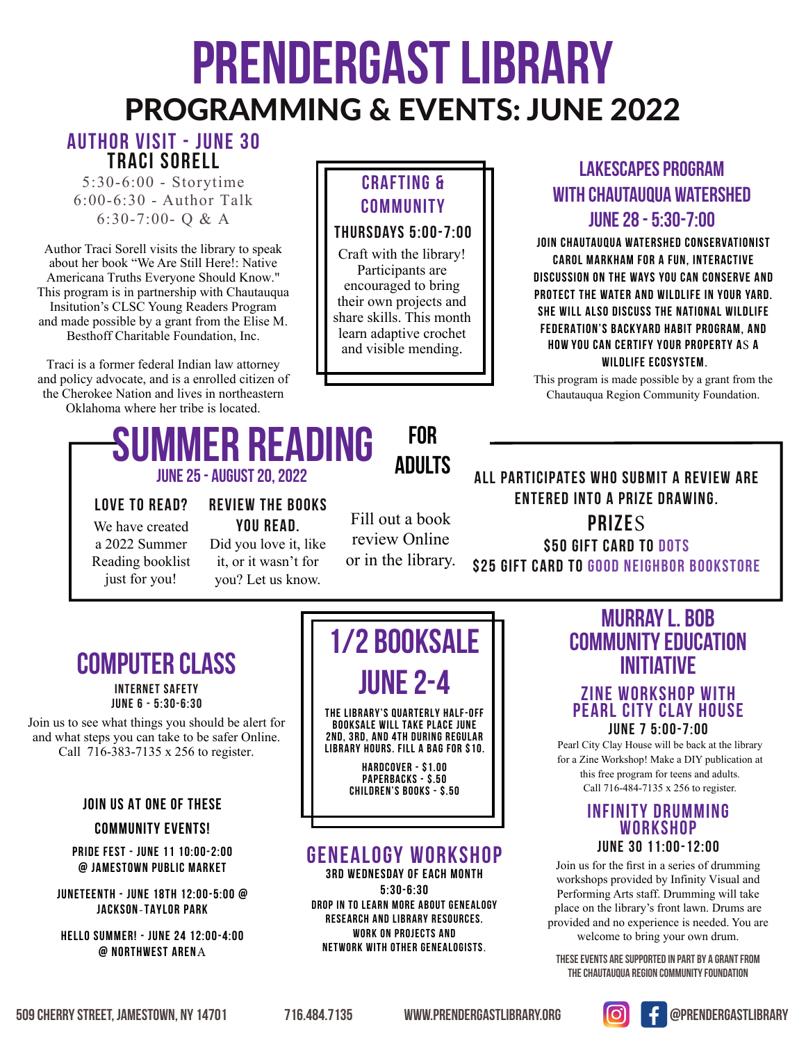# PRENDERGAST LIBRARY

## PROGRAMMING & EVENTS: JUNE 2022

### AUTHOR VISIT - JUNE 30

**TRACI SORELL**

5:30-6:00 - Storytime
6:00-6:30 - Author Talk
6:30-7:00- Q & A

Author Traci Sorell visits the library to speak about her book "We Are Still Here!: Native Americana Truths Everyone Should Know." This program is in partnership with Chautauqua Insitution's CLSC Young Readers Program and made possible by a grant from the Elise M. Besthoff Charitable Foundation, Inc.

Traci is a former federal Indian law attorney and policy advocate, and is a enrolled citizen of the Cherokee Nation and lives in northeastern Oklahoma where her tribe is located.

### CRAFTING & COMMUNITY

**THURSDAYS 5:00-7:00**

Craft with the library! Participants are encouraged to bring their own projects and share skills. This month learn adaptive crochet and visible mending.

### LAKESCAPES PROGRAM WITH CHAUTAUQUA WATERSHED JUNE 28 - 5:30-7:00

**JOIN CHAUTAUQUA WATERSHED CONSERVATIONIST CAROL MARKHAM FOR A FUN, INTERACTIVE DISCUSSION ON THE WAYS YOU CAN CONSERVE AND PROTECT THE WATER AND WILDLIFE IN YOUR YARD. SHE WILL ALSO DISCUSS THE NATIONAL WILDLIFE FEDERATION'S BACKYARD HABIT PROGRAM, AND HOW YOU CAN CERTIFY YOUR PROPERTY AS A WILDLIFE ECOSYSTEM.**

This program is made possible by a grant from the Chautauqua Region Community Foundation.

## SUMMER READING FOR ADULTS

### JUNE 25 - AUGUST 20, 2022

**LOVE TO READ?**

We have created a 2022 Summer Reading booklist just for you!

**REVIEW THE BOOKS YOU READ.**

Did you love it, like it, or wasn't for you? Let us know.

Fill out a book review Online or in the library.

**ALL PARTICIPATES WHO SUBMIT A REVIEW ARE ENTERED INTO A PRIZE DRAWING.**

**PRIZES**

**$50 GIFT CARD TO DOTS**

**$25 GIFT CARD TO GOOD NEIGHBOR BOOKSTORE**

## COMPUTER CLASS

**INTERNET SAFETY**
**JUNE 6 - 5:30-6:30**

Join us to see what things you should be alert for and what steps you can take to be safer Online. Call 716-383-7135 x 256 to register.

### JOIN US AT ONE OF THESE COMMUNITY EVENTS!

**PRIDE FEST - JUNE 11 10:00-2:00 @ JAMESTOWN PUBLIC MARKET**

**JUNETEENTH - JUNE 18TH 12:00-5:00 @ JACKSON-TAYLOR PARK**

**HELLO SUMMER! - JUNE 24 12:00-4:00 @ NORTHWEST ARENA**

## 1/2 BOOKSALE JUNE 2-4

**THE LIBRARY'S QUARTERLY HALF-OFF BOOKSALE WILL TAKE PLACE JUNE 2ND, 3RD, AND 4TH DURING REGULAR LIBRARY HOURS. FILL A BAG FOR $10.**

**HARDCOVER - $1.00**
**PAPERBACKS - $.50**
**CHILDREN'S BOOKS - $.50**

## GENEALOGY WORKSHOP

**3RD WEDNESDAY OF EACH MONTH**
**5:30-6:30**

**DROP IN TO LEARN MORE ABOUT GENEALOGY RESEARCH AND LIBRARY RESOURCES. WORK ON PROJECTS AND NETWORK WITH OTHER GENEALOGISTS.**

## MURRAY L. BOB COMMUNITY EDUCATION INITIATIVE

### ZINE WORKSHOP WITH PEARL CITY CLAY HOUSE

**JUNE 7 5:00-7:00**

Pearl City Clay House will be back at the library for a Zine Workshop! Make a DIY publication at this free program for teens and adults. Call 716-484-7135 x 256 to register.

### INFINITY DRUMMING WORKSHOP

**JUNE 30 11:00-12:00**

Join us for the first in a series of drumming workshops provided by Infinity Visual and Performing Arts staff. Drumming will take place on the library's front lawn. Drums are provided and no experience is needed. You are welcome to bring your own drum.

**THESE EVENTS ARE SUPPORTED IN PART BY A GRANT FROM THE CHAUTAUQUA REGION COMMUNITY FOUNDATION**

509 CHERRY STREET, JAMESTOWN, NY 14701 | 716.484.7135 | WWW.PRENDERGASTLIBRARY.ORG | @PRENDERGASTLIBRARY